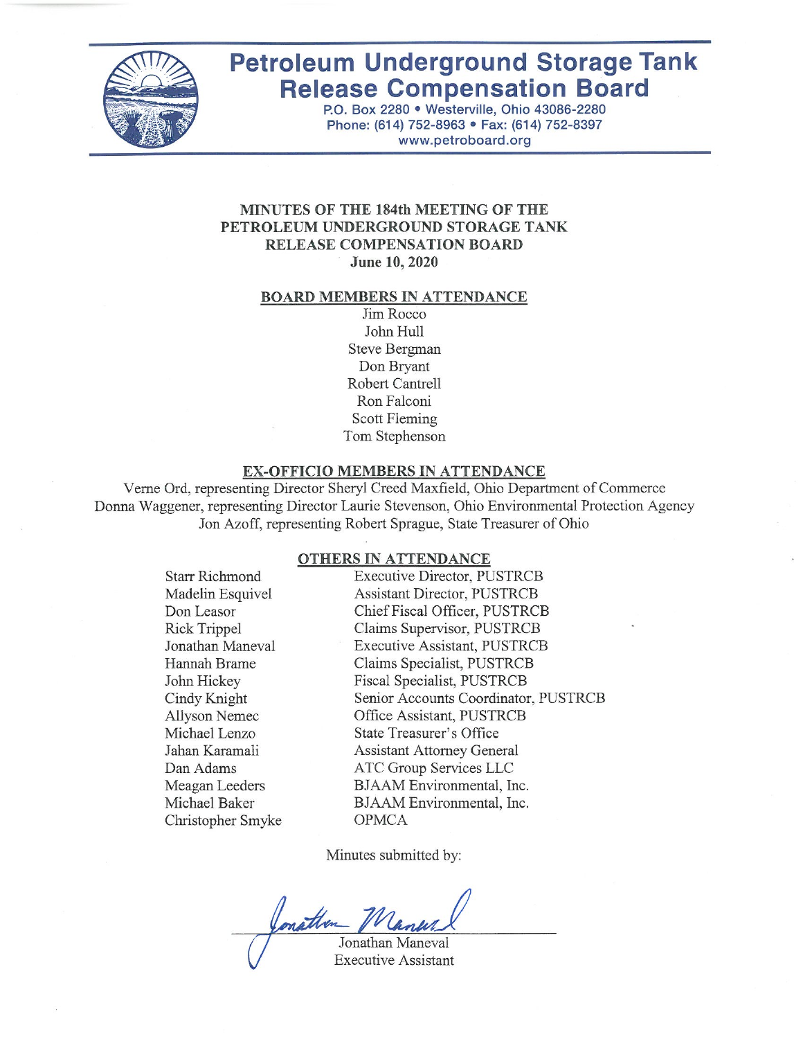# Petroleum Underground Storage Tank Release Compensation Board

P.O. Box 2280 • Westerville, Ohio 43086-2280
Phone: (614) 752-8963 • Fax: (614) 752-8397
www.petroboard.org

## MINUTES OF THE 184th MEETING OF THE PETROLEUM UNDERGROUND STORAGE TANK RELEASE COMPENSATION BOARD

**June 10, 2020**

### BOARD MEMBERS IN ATTENDANCE

Jim Rocco
John Hull
Steve Bergman
Don Bryant
Robert Cantrell
Ron Falconi
Scott Fleming
Tom Stephenson

### EX-OFFICIO MEMBERS IN ATTENDANCE

Verne Ord, representing Director Sheryl Creed Maxfield, Ohio Department of Commerce
Donna Waggener, representing Director Laurie Stevenson, Ohio Environmental Protection Agency
Jon Azoff, representing Robert Sprague, State Treasurer of Ohio

### OTHERS IN ATTENDANCE

| Name | Affiliation |
|---|---|
| Starr Richmond | Executive Director, PUSTRCB |
| Madelin Esquivel | Assistant Director, PUSTRCB |
| Don Leasor | Chief Fiscal Officer, PUSTRCB |
| Rick Trippel | Claims Supervisor, PUSTRCB |
| Jonathan Maneval | Executive Assistant, PUSTRCB |
| Hannah Brame | Claims Specialist, PUSTRCB |
| John Hickey | Fiscal Specialist, PUSTRCB |
| Cindy Knight | Senior Accounts Coordinator, PUSTRCB |
| Allyson Nemec | Office Assistant, PUSTRCB |
| Michael Lenzo | State Treasurer's Office |
| Jahan Karamali | Assistant Attorney General |
| Dan Adams | ATC Group Services LLC |
| Meagan Leeders | BJAAM Environmental, Inc. |
| Michael Baker | BJAAM Environmental, Inc. |
| Christopher Smyke | OPMCA |

Minutes submitted by:

Jonathan Maneval
Executive Assistant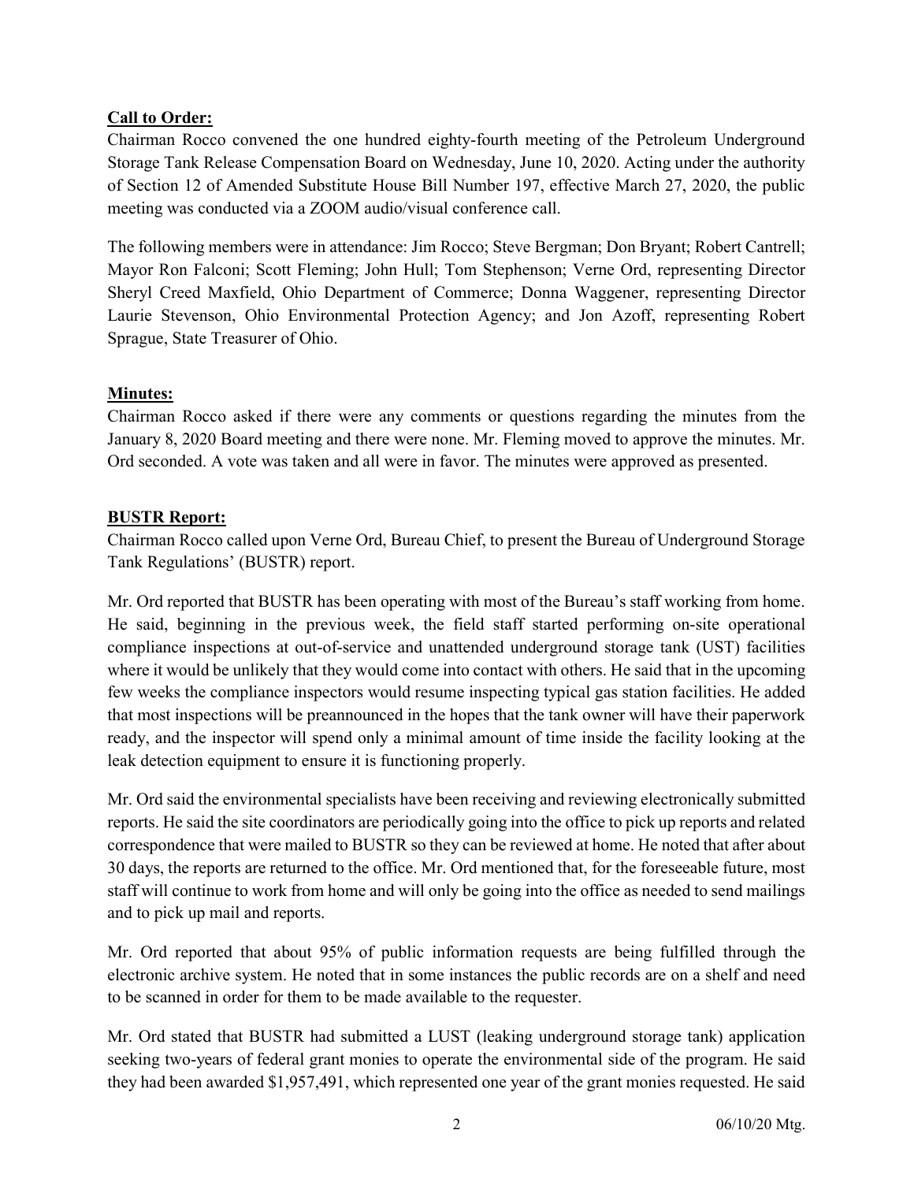**Call to Order:**

Chairman Rocco convened the one hundred eighty-fourth meeting of the Petroleum Underground Storage Tank Release Compensation Board on Wednesday, June 10, 2020. Acting under the authority of Section 12 of Amended Substitute House Bill Number 197, effective March 27, 2020, the public meeting was conducted via a ZOOM audio/visual conference call.

The following members were in attendance: Jim Rocco; Steve Bergman; Don Bryant; Robert Cantrell; Mayor Ron Falconi; Scott Fleming; John Hull; Tom Stephenson; Verne Ord, representing Director Sheryl Creed Maxfield, Ohio Department of Commerce; Donna Waggener, representing Director Laurie Stevenson, Ohio Environmental Protection Agency; and Jon Azoff, representing Robert Sprague, State Treasurer of Ohio.

**Minutes:**

Chairman Rocco asked if there were any comments or questions regarding the minutes from the January 8, 2020 Board meeting and there were none. Mr. Fleming moved to approve the minutes. Mr. Ord seconded. A vote was taken and all were in favor. The minutes were approved as presented.

**BUSTR Report:**

Chairman Rocco called upon Verne Ord, Bureau Chief, to present the Bureau of Underground Storage Tank Regulations' (BUSTR) report.

Mr. Ord reported that BUSTR has been operating with most of the Bureau's staff working from home. He said, beginning in the previous week, the field staff started performing on-site operational compliance inspections at out-of-service and unattended underground storage tank (UST) facilities where it would be unlikely that they would come into contact with others. He said that in the upcoming few weeks the compliance inspectors would resume inspecting typical gas station facilities. He added that most inspections will be preannounced in the hopes that the tank owner will have their paperwork ready, and the inspector will spend only a minimal amount of time inside the facility looking at the leak detection equipment to ensure it is functioning properly.

Mr. Ord said the environmental specialists have been receiving and reviewing electronically submitted reports. He said the site coordinators are periodically going into the office to pick up reports and related correspondence that were mailed to BUSTR so they can be reviewed at home. He noted that after about 30 days, the reports are returned to the office. Mr. Ord mentioned that, for the foreseeable future, most staff will continue to work from home and will only be going into the office as needed to send mailings and to pick up mail and reports.

Mr. Ord reported that about 95% of public information requests are being fulfilled through the electronic archive system. He noted that in some instances the public records are on a shelf and need to be scanned in order for them to be made available to the requester.

Mr. Ord stated that BUSTR had submitted a LUST (leaking underground storage tank) application seeking two-years of federal grant monies to operate the environmental side of the program. He said they had been awarded $1,957,491, which represented one year of the grant monies requested. He said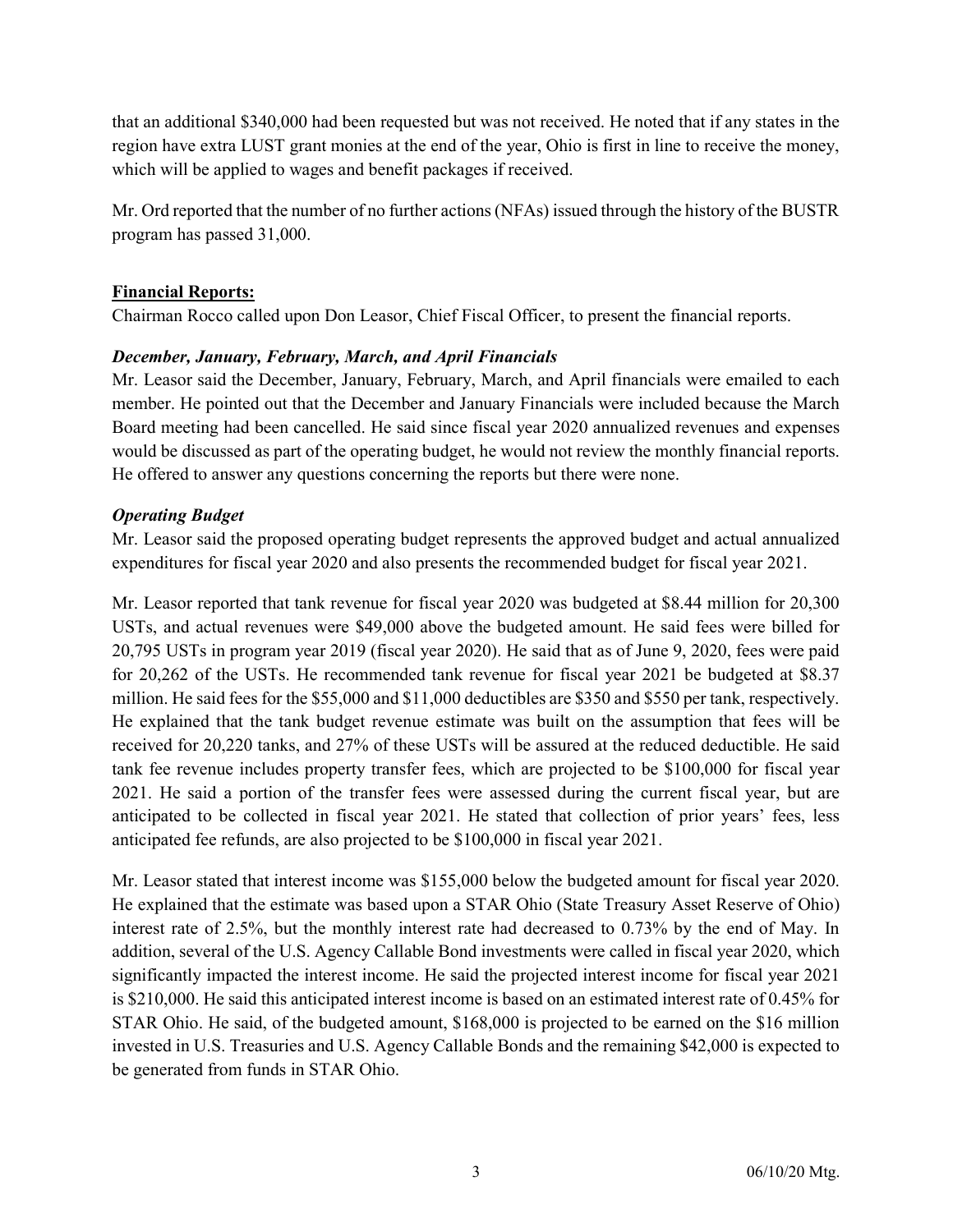that an additional $340,000 had been requested but was not received. He noted that if any states in the region have extra LUST grant monies at the end of the year, Ohio is first in line to receive the money, which will be applied to wages and benefit packages if received.

Mr. Ord reported that the number of no further actions (NFAs) issued through the history of the BUSTR program has passed 31,000.

**<u>Financial Reports:</u>**

Chairman Rocco called upon Don Leasor, Chief Fiscal Officer, to present the financial reports.

***December, January, February, March, and April Financials***

Mr. Leasor said the December, January, February, March, and April financials were emailed to each member. He pointed out that the December and January Financials were included because the March Board meeting had been cancelled. He said since fiscal year 2020 annualized revenues and expenses would be discussed as part of the operating budget, he would not review the monthly financial reports. He offered to answer any questions concerning the reports but there were none.

***Operating Budget***

Mr. Leasor said the proposed operating budget represents the approved budget and actual annualized expenditures for fiscal year 2020 and also presents the recommended budget for fiscal year 2021.

Mr. Leasor reported that tank revenue for fiscal year 2020 was budgeted at $8.44 million for 20,300 USTs, and actual revenues were $49,000 above the budgeted amount. He said fees were billed for 20,795 USTs in program year 2019 (fiscal year 2020). He said that as of June 9, 2020, fees were paid for 20,262 of the USTs. He recommended tank revenue for fiscal year 2021 be budgeted at $8.37 million. He said fees for the $55,000 and $11,000 deductibles are $350 and $550 per tank, respectively. He explained that the tank budget revenue estimate was built on the assumption that fees will be received for 20,220 tanks, and 27% of these USTs will be assured at the reduced deductible. He said tank fee revenue includes property transfer fees, which are projected to be $100,000 for fiscal year 2021. He said a portion of the transfer fees were assessed during the current fiscal year, but are anticipated to be collected in fiscal year 2021. He stated that collection of prior years' fees, less anticipated fee refunds, are also projected to be $100,000 in fiscal year 2021.

Mr. Leasor stated that interest income was $155,000 below the budgeted amount for fiscal year 2020. He explained that the estimate was based upon a STAR Ohio (State Treasury Asset Reserve of Ohio) interest rate of 2.5%, but the monthly interest rate had decreased to 0.73% by the end of May. In addition, several of the U.S. Agency Callable Bond investments were called in fiscal year 2020, which significantly impacted the interest income. He said the projected interest income for fiscal year 2021 is $210,000. He said this anticipated interest income is based on an estimated interest rate of 0.45% for STAR Ohio. He said, of the budgeted amount, $168,000 is projected to be earned on the $16 million invested in U.S. Treasuries and U.S. Agency Callable Bonds and the remaining $42,000 is expected to be generated from funds in STAR Ohio.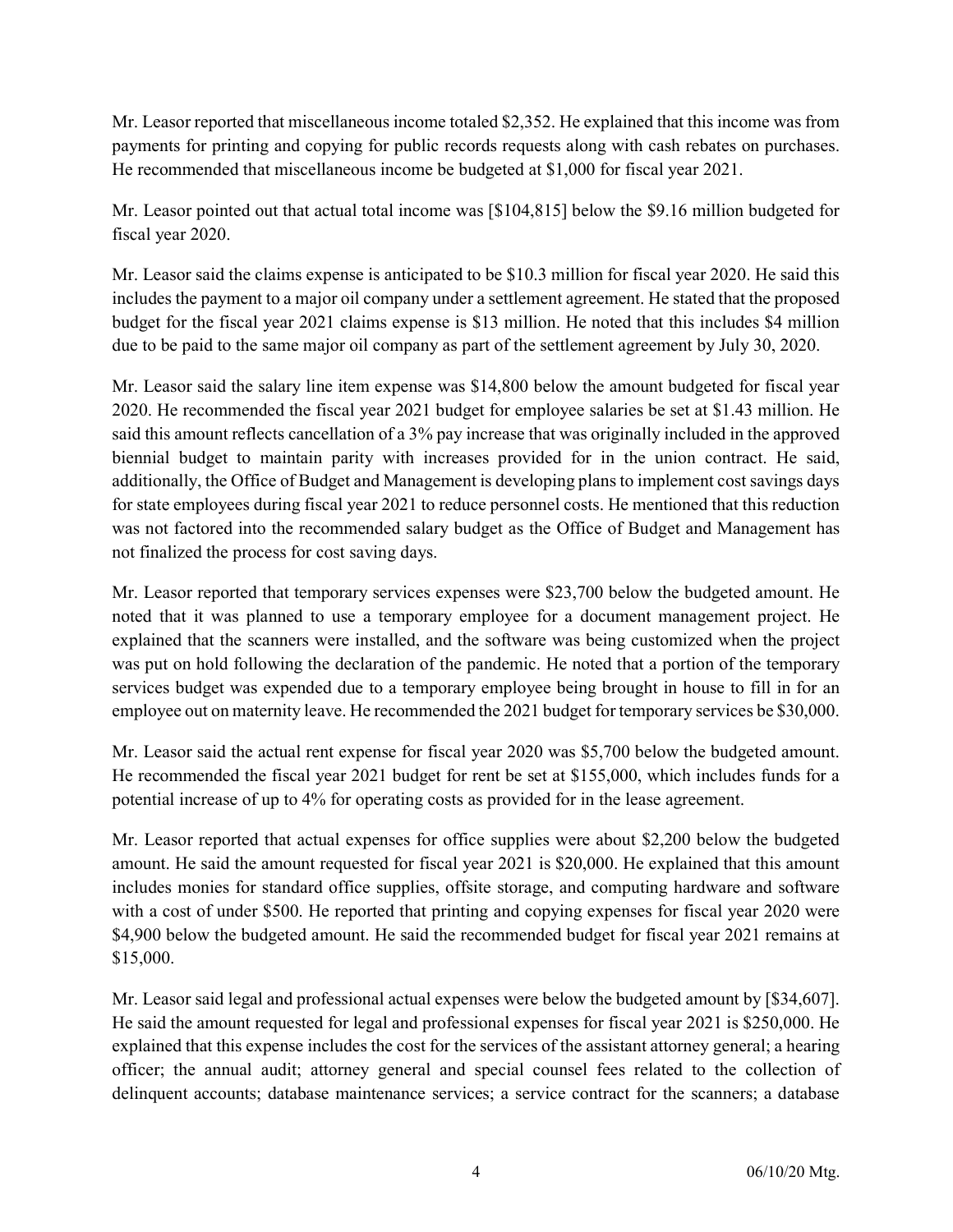Mr. Leasor reported that miscellaneous income totaled $2,352. He explained that this income was from payments for printing and copying for public records requests along with cash rebates on purchases. He recommended that miscellaneous income be budgeted at $1,000 for fiscal year 2021.

Mr. Leasor pointed out that actual total income was [$104,815] below the $9.16 million budgeted for fiscal year 2020.

Mr. Leasor said the claims expense is anticipated to be $10.3 million for fiscal year 2020. He said this includes the payment to a major oil company under a settlement agreement. He stated that the proposed budget for the fiscal year 2021 claims expense is $13 million. He noted that this includes $4 million due to be paid to the same major oil company as part of the settlement agreement by July 30, 2020.

Mr. Leasor said the salary line item expense was $14,800 below the amount budgeted for fiscal year 2020. He recommended the fiscal year 2021 budget for employee salaries be set at $1.43 million. He said this amount reflects cancellation of a 3% pay increase that was originally included in the approved biennial budget to maintain parity with increases provided for in the union contract. He said, additionally, the Office of Budget and Management is developing plans to implement cost savings days for state employees during fiscal year 2021 to reduce personnel costs. He mentioned that this reduction was not factored into the recommended salary budget as the Office of Budget and Management has not finalized the process for cost saving days.

Mr. Leasor reported that temporary services expenses were $23,700 below the budgeted amount. He noted that it was planned to use a temporary employee for a document management project. He explained that the scanners were installed, and the software was being customized when the project was put on hold following the declaration of the pandemic. He noted that a portion of the temporary services budget was expended due to a temporary employee being brought in house to fill in for an employee out on maternity leave. He recommended the 2021 budget for temporary services be $30,000.

Mr. Leasor said the actual rent expense for fiscal year 2020 was $5,700 below the budgeted amount. He recommended the fiscal year 2021 budget for rent be set at $155,000, which includes funds for a potential increase of up to 4% for operating costs as provided for in the lease agreement.

Mr. Leasor reported that actual expenses for office supplies were about $2,200 below the budgeted amount. He said the amount requested for fiscal year 2021 is $20,000. He explained that this amount includes monies for standard office supplies, offsite storage, and computing hardware and software with a cost of under $500. He reported that printing and copying expenses for fiscal year 2020 were $4,900 below the budgeted amount. He said the recommended budget for fiscal year 2021 remains at $15,000.

Mr. Leasor said legal and professional actual expenses were below the budgeted amount by [$34,607]. He said the amount requested for legal and professional expenses for fiscal year 2021 is $250,000. He explained that this expense includes the cost for the services of the assistant attorney general; a hearing officer; the annual audit; attorney general and special counsel fees related to the collection of delinquent accounts; database maintenance services; a service contract for the scanners; a database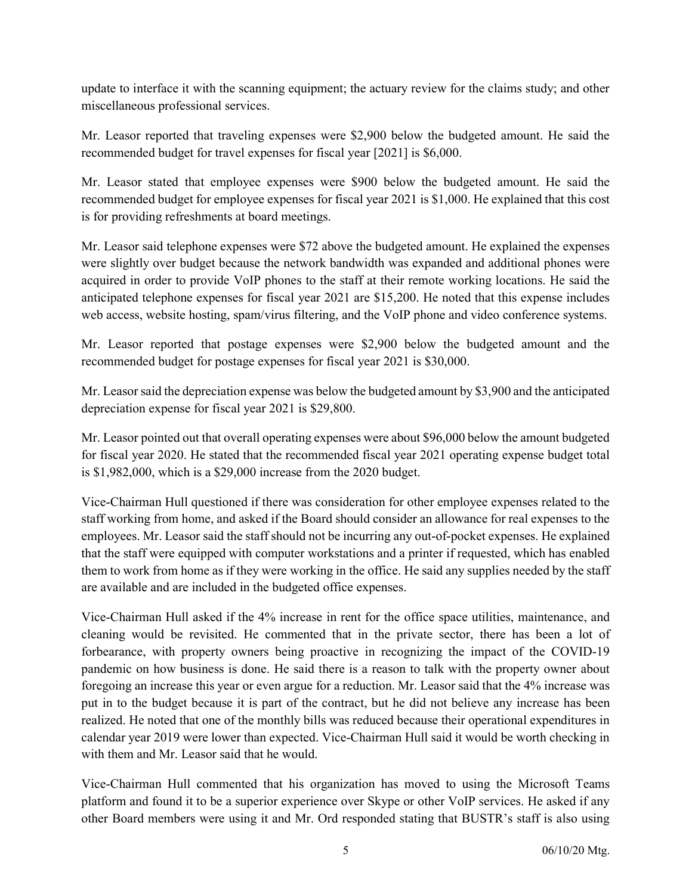update to interface it with the scanning equipment; the actuary review for the claims study; and other miscellaneous professional services.

Mr. Leasor reported that traveling expenses were $2,900 below the budgeted amount. He said the recommended budget for travel expenses for fiscal year [2021] is $6,000.

Mr. Leasor stated that employee expenses were $900 below the budgeted amount. He said the recommended budget for employee expenses for fiscal year 2021 is $1,000. He explained that this cost is for providing refreshments at board meetings.

Mr. Leasor said telephone expenses were $72 above the budgeted amount. He explained the expenses were slightly over budget because the network bandwidth was expanded and additional phones were acquired in order to provide VoIP phones to the staff at their remote working locations. He said the anticipated telephone expenses for fiscal year 2021 are $15,200. He noted that this expense includes web access, website hosting, spam/virus filtering, and the VoIP phone and video conference systems.

Mr. Leasor reported that postage expenses were $2,900 below the budgeted amount and the recommended budget for postage expenses for fiscal year 2021 is $30,000.

Mr. Leasor said the depreciation expense was below the budgeted amount by $3,900 and the anticipated depreciation expense for fiscal year 2021 is $29,800.

Mr. Leasor pointed out that overall operating expenses were about $96,000 below the amount budgeted for fiscal year 2020. He stated that the recommended fiscal year 2021 operating expense budget total is $1,982,000, which is a $29,000 increase from the 2020 budget.

Vice-Chairman Hull questioned if there was consideration for other employee expenses related to the staff working from home, and asked if the Board should consider an allowance for real expenses to the employees. Mr. Leasor said the staff should not be incurring any out-of-pocket expenses. He explained that the staff were equipped with computer workstations and a printer if requested, which has enabled them to work from home as if they were working in the office. He said any supplies needed by the staff are available and are included in the budgeted office expenses.

Vice-Chairman Hull asked if the 4% increase in rent for the office space utilities, maintenance, and cleaning would be revisited. He commented that in the private sector, there has been a lot of forbearance, with property owners being proactive in recognizing the impact of the COVID-19 pandemic on how business is done. He said there is a reason to talk with the property owner about foregoing an increase this year or even argue for a reduction. Mr. Leasor said that the 4% increase was put in to the budget because it is part of the contract, but he did not believe any increase has been realized. He noted that one of the monthly bills was reduced because their operational expenditures in calendar year 2019 were lower than expected. Vice-Chairman Hull said it would be worth checking in with them and Mr. Leasor said that he would.

Vice-Chairman Hull commented that his organization has moved to using the Microsoft Teams platform and found it to be a superior experience over Skype or other VoIP services. He asked if any other Board members were using it and Mr. Ord responded stating that BUSTR's staff is also using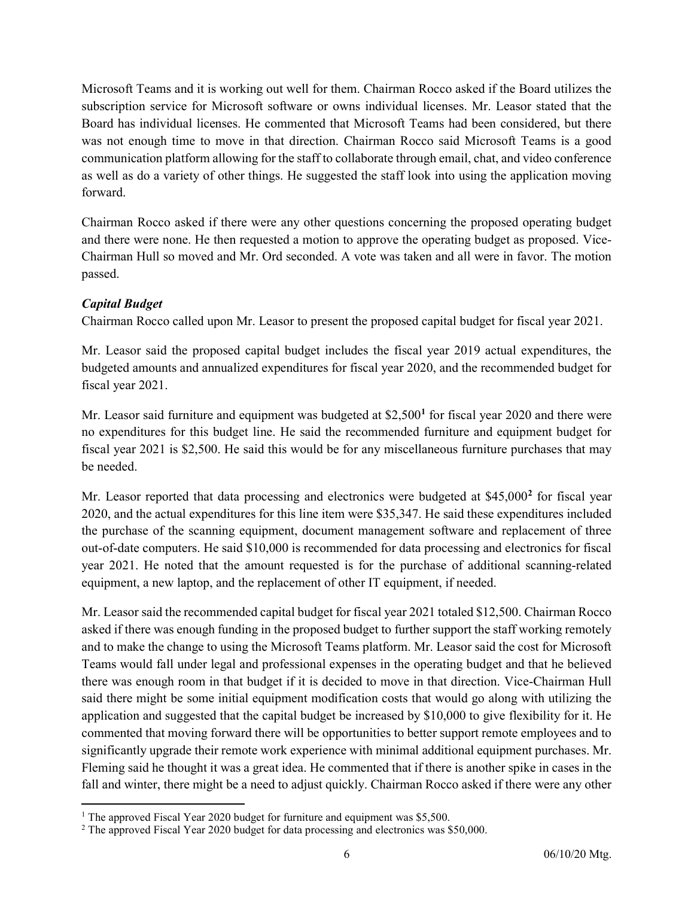Microsoft Teams and it is working out well for them. Chairman Rocco asked if the Board utilizes the subscription service for Microsoft software or owns individual licenses. Mr. Leasor stated that the Board has individual licenses. He commented that Microsoft Teams had been considered, but there was not enough time to move in that direction. Chairman Rocco said Microsoft Teams is a good communication platform allowing for the staff to collaborate through email, chat, and video conference as well as do a variety of other things. He suggested the staff look into using the application moving forward.

Chairman Rocco asked if there were any other questions concerning the proposed operating budget and there were none. He then requested a motion to approve the operating budget as proposed. Vice-Chairman Hull so moved and Mr. Ord seconded. A vote was taken and all were in favor. The motion passed.

***Capital Budget***

Chairman Rocco called upon Mr. Leasor to present the proposed capital budget for fiscal year 2021.

Mr. Leasor said the proposed capital budget includes the fiscal year 2019 actual expenditures, the budgeted amounts and annualized expenditures for fiscal year 2020, and the recommended budget for fiscal year 2021.

Mr. Leasor said furniture and equipment was budgeted at $2,500[1] for fiscal year 2020 and there were no expenditures for this budget line. He said the recommended furniture and equipment budget for fiscal year 2021 is $2,500. He said this would be for any miscellaneous furniture purchases that may be needed.

Mr. Leasor reported that data processing and electronics were budgeted at $45,000[2] for fiscal year 2020, and the actual expenditures for this line item were $35,347. He said these expenditures included the purchase of the scanning equipment, document management software and replacement of three out-of-date computers. He said $10,000 is recommended for data processing and electronics for fiscal year 2021. He noted that the amount requested is for the purchase of additional scanning-related equipment, a new laptop, and the replacement of other IT equipment, if needed.

Mr. Leasor said the recommended capital budget for fiscal year 2021 totaled $12,500. Chairman Rocco asked if there was enough funding in the proposed budget to further support the staff working remotely and to make the change to using the Microsoft Teams platform. Mr. Leasor said the cost for Microsoft Teams would fall under legal and professional expenses in the operating budget and that he believed there was enough room in that budget if it is decided to move in that direction. Vice-Chairman Hull said there might be some initial equipment modification costs that would go along with utilizing the application and suggested that the capital budget be increased by $10,000 to give flexibility for it. He commented that moving forward there will be opportunities to better support remote employees and to significantly upgrade their remote work experience with minimal additional equipment purchases. Mr. Fleming said he thought it was a great idea. He commented that if there is another spike in cases in the fall and winter, there might be a need to adjust quickly. Chairman Rocco asked if there were any other

---

[1] The approved Fiscal Year 2020 budget for furniture and equipment was $5,500.

[2] The approved Fiscal Year 2020 budget for data processing and electronics was $50,000.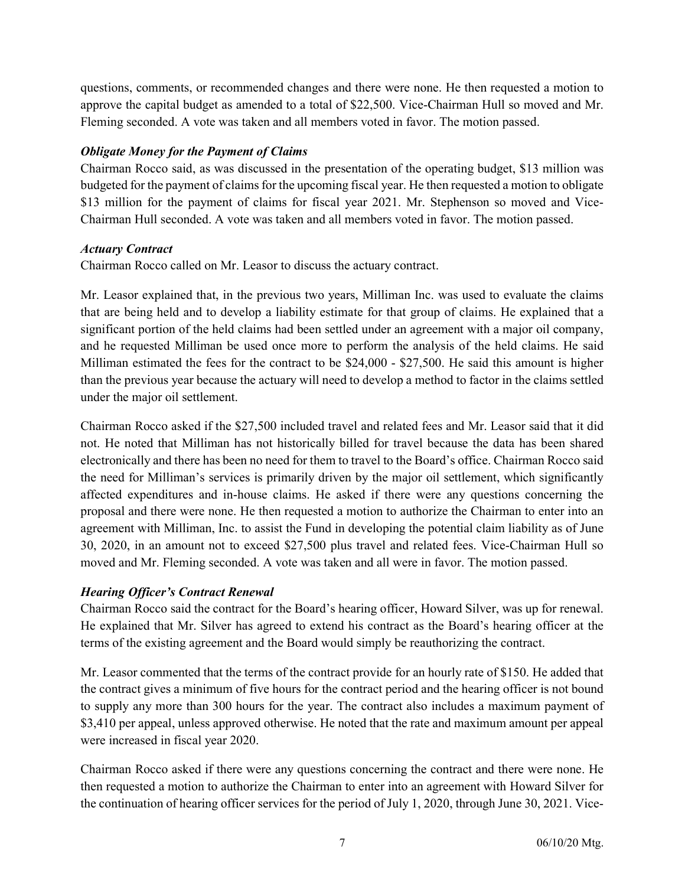questions, comments, or recommended changes and there were none. He then requested a motion to approve the capital budget as amended to a total of $22,500. Vice-Chairman Hull so moved and Mr. Fleming seconded. A vote was taken and all members voted in favor. The motion passed.

***Obligate Money for the Payment of Claims***

Chairman Rocco said, as was discussed in the presentation of the operating budget, $13 million was budgeted for the payment of claims for the upcoming fiscal year. He then requested a motion to obligate $13 million for the payment of claims for fiscal year 2021. Mr. Stephenson so moved and Vice-Chairman Hull seconded. A vote was taken and all members voted in favor. The motion passed.

***Actuary Contract***

Chairman Rocco called on Mr. Leasor to discuss the actuary contract.

Mr. Leasor explained that, in the previous two years, Milliman Inc. was used to evaluate the claims that are being held and to develop a liability estimate for that group of claims. He explained that a significant portion of the held claims had been settled under an agreement with a major oil company, and he requested Milliman be used once more to perform the analysis of the held claims. He said Milliman estimated the fees for the contract to be $24,000 - $27,500. He said this amount is higher than the previous year because the actuary will need to develop a method to factor in the claims settled under the major oil settlement.

Chairman Rocco asked if the $27,500 included travel and related fees and Mr. Leasor said that it did not. He noted that Milliman has not historically billed for travel because the data has been shared electronically and there has been no need for them to travel to the Board's office. Chairman Rocco said the need for Milliman's services is primarily driven by the major oil settlement, which significantly affected expenditures and in-house claims. He asked if there were any questions concerning the proposal and there were none. He then requested a motion to authorize the Chairman to enter into an agreement with Milliman, Inc. to assist the Fund in developing the potential claim liability as of June 30, 2020, in an amount not to exceed $27,500 plus travel and related fees. Vice-Chairman Hull so moved and Mr. Fleming seconded. A vote was taken and all were in favor. The motion passed.

***Hearing Officer's Contract Renewal***

Chairman Rocco said the contract for the Board's hearing officer, Howard Silver, was up for renewal. He explained that Mr. Silver has agreed to extend his contract as the Board's hearing officer at the terms of the existing agreement and the Board would simply be reauthorizing the contract.

Mr. Leasor commented that the terms of the contract provide for an hourly rate of $150. He added that the contract gives a minimum of five hours for the contract period and the hearing officer is not bound to supply any more than 300 hours for the year. The contract also includes a maximum payment of $3,410 per appeal, unless approved otherwise. He noted that the rate and maximum amount per appeal were increased in fiscal year 2020.

Chairman Rocco asked if there were any questions concerning the contract and there were none. He then requested a motion to authorize the Chairman to enter into an agreement with Howard Silver for the continuation of hearing officer services for the period of July 1, 2020, through June 30, 2021. Vice-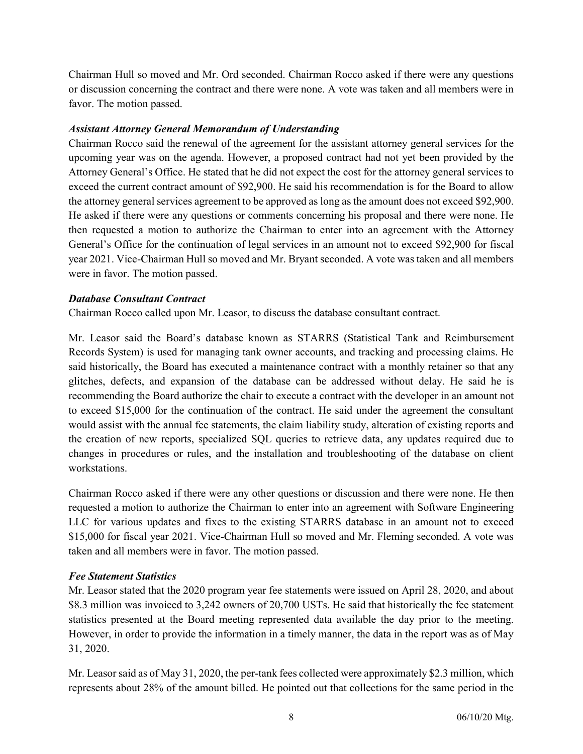Chairman Hull so moved and Mr. Ord seconded. Chairman Rocco asked if there were any questions or discussion concerning the contract and there were none. A vote was taken and all members were in favor. The motion passed.

***Assistant Attorney General Memorandum of Understanding***

Chairman Rocco said the renewal of the agreement for the assistant attorney general services for the upcoming year was on the agenda. However, a proposed contract had not yet been provided by the Attorney General's Office. He stated that he did not expect the cost for the attorney general services to exceed the current contract amount of $92,900. He said his recommendation is for the Board to allow the attorney general services agreement to be approved as long as the amount does not exceed $92,900. He asked if there were any questions or comments concerning his proposal and there were none. He then requested a motion to authorize the Chairman to enter into an agreement with the Attorney General's Office for the continuation of legal services in an amount not to exceed $92,900 for fiscal year 2021. Vice-Chairman Hull so moved and Mr. Bryant seconded. A vote was taken and all members were in favor. The motion passed.

***Database Consultant Contract***

Chairman Rocco called upon Mr. Leasor, to discuss the database consultant contract.

Mr. Leasor said the Board's database known as STARRS (Statistical Tank and Reimbursement Records System) is used for managing tank owner accounts, and tracking and processing claims. He said historically, the Board has executed a maintenance contract with a monthly retainer so that any glitches, defects, and expansion of the database can be addressed without delay. He said he is recommending the Board authorize the chair to execute a contract with the developer in an amount not to exceed $15,000 for the continuation of the contract. He said under the agreement the consultant would assist with the annual fee statements, the claim liability study, alteration of existing reports and the creation of new reports, specialized SQL queries to retrieve data, any updates required due to changes in procedures or rules, and the installation and troubleshooting of the database on client workstations.

Chairman Rocco asked if there were any other questions or discussion and there were none. He then requested a motion to authorize the Chairman to enter into an agreement with Software Engineering LLC for various updates and fixes to the existing STARRS database in an amount not to exceed $15,000 for fiscal year 2021. Vice-Chairman Hull so moved and Mr. Fleming seconded. A vote was taken and all members were in favor. The motion passed.

***Fee Statement Statistics***

Mr. Leasor stated that the 2020 program year fee statements were issued on April 28, 2020, and about $8.3 million was invoiced to 3,242 owners of 20,700 USTs. He said that historically the fee statement statistics presented at the Board meeting represented data available the day prior to the meeting. However, in order to provide the information in a timely manner, the data in the report was as of May 31, 2020.

Mr. Leasor said as of May 31, 2020, the per-tank fees collected were approximately $2.3 million, which represents about 28% of the amount billed. He pointed out that collections for the same period in the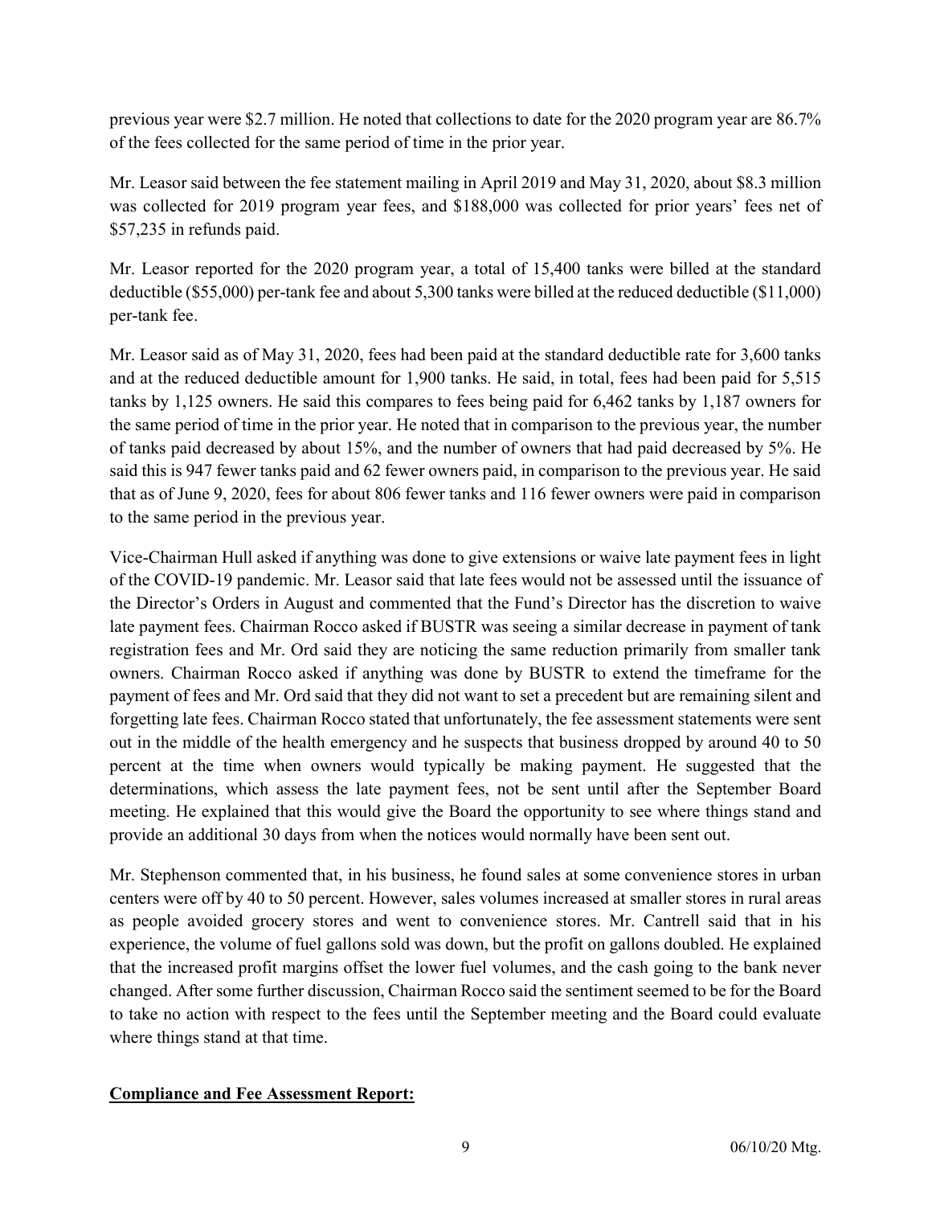previous year were $2.7 million. He noted that collections to date for the 2020 program year are 86.7% of the fees collected for the same period of time in the prior year.

Mr. Leasor said between the fee statement mailing in April 2019 and May 31, 2020, about $8.3 million was collected for 2019 program year fees, and $188,000 was collected for prior years' fees net of $57,235 in refunds paid.

Mr. Leasor reported for the 2020 program year, a total of 15,400 tanks were billed at the standard deductible ($55,000) per-tank fee and about 5,300 tanks were billed at the reduced deductible ($11,000) per-tank fee.

Mr. Leasor said as of May 31, 2020, fees had been paid at the standard deductible rate for 3,600 tanks and at the reduced deductible amount for 1,900 tanks. He said, in total, fees had been paid for 5,515 tanks by 1,125 owners. He said this compares to fees being paid for 6,462 tanks by 1,187 owners for the same period of time in the prior year. He noted that in comparison to the previous year, the number of tanks paid decreased by about 15%, and the number of owners that had paid decreased by 5%. He said this is 947 fewer tanks paid and 62 fewer owners paid, in comparison to the previous year. He said that as of June 9, 2020, fees for about 806 fewer tanks and 116 fewer owners were paid in comparison to the same period in the previous year.

Vice-Chairman Hull asked if anything was done to give extensions or waive late payment fees in light of the COVID-19 pandemic. Mr. Leasor said that late fees would not be assessed until the issuance of the Director's Orders in August and commented that the Fund's Director has the discretion to waive late payment fees. Chairman Rocco asked if BUSTR was seeing a similar decrease in payment of tank registration fees and Mr. Ord said they are noticing the same reduction primarily from smaller tank owners. Chairman Rocco asked if anything was done by BUSTR to extend the timeframe for the payment of fees and Mr. Ord said that they did not want to set a precedent but are remaining silent and forgetting late fees. Chairman Rocco stated that unfortunately, the fee assessment statements were sent out in the middle of the health emergency and he suspects that business dropped by around 40 to 50 percent at the time when owners would typically be making payment. He suggested that the determinations, which assess the late payment fees, not be sent until after the September Board meeting. He explained that this would give the Board the opportunity to see where things stand and provide an additional 30 days from when the notices would normally have been sent out.

Mr. Stephenson commented that, in his business, he found sales at some convenience stores in urban centers were off by 40 to 50 percent. However, sales volumes increased at smaller stores in rural areas as people avoided grocery stores and went to convenience stores. Mr. Cantrell said that in his experience, the volume of fuel gallons sold was down, but the profit on gallons doubled. He explained that the increased profit margins offset the lower fuel volumes, and the cash going to the bank never changed. After some further discussion, Chairman Rocco said the sentiment seemed to be for the Board to take no action with respect to the fees until the September meeting and the Board could evaluate where things stand at that time.

**Compliance and Fee Assessment Report:**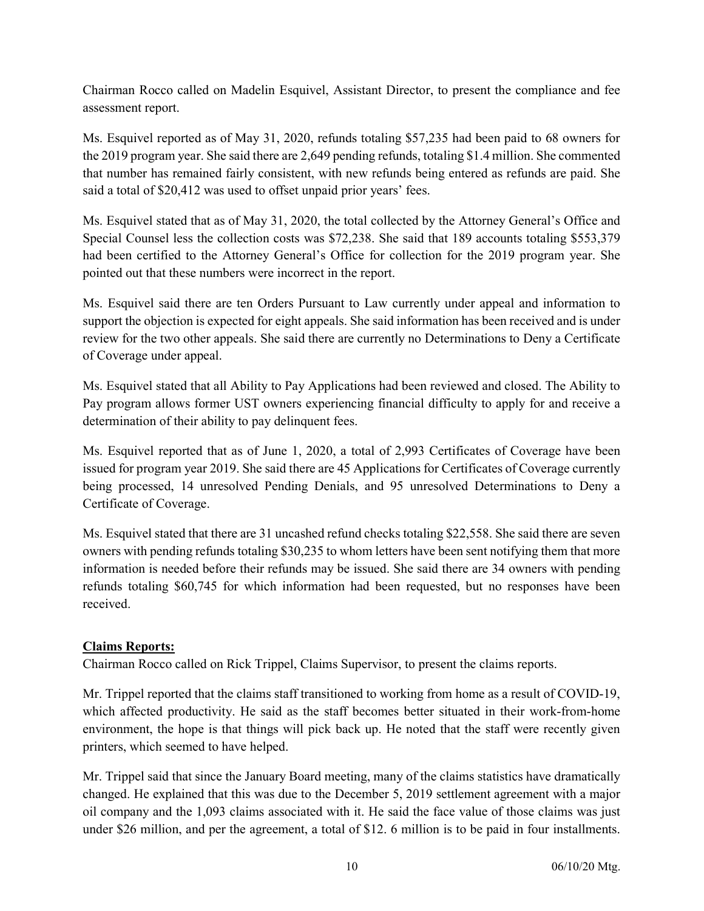Chairman Rocco called on Madelin Esquivel, Assistant Director, to present the compliance and fee assessment report.

Ms. Esquivel reported as of May 31, 2020, refunds totaling $57,235 had been paid to 68 owners for the 2019 program year. She said there are 2,649 pending refunds, totaling $1.4 million. She commented that number has remained fairly consistent, with new refunds being entered as refunds are paid. She said a total of $20,412 was used to offset unpaid prior years' fees.

Ms. Esquivel stated that as of May 31, 2020, the total collected by the Attorney General's Office and Special Counsel less the collection costs was $72,238. She said that 189 accounts totaling $553,379 had been certified to the Attorney General's Office for collection for the 2019 program year. She pointed out that these numbers were incorrect in the report.

Ms. Esquivel said there are ten Orders Pursuant to Law currently under appeal and information to support the objection is expected for eight appeals. She said information has been received and is under review for the two other appeals. She said there are currently no Determinations to Deny a Certificate of Coverage under appeal.

Ms. Esquivel stated that all Ability to Pay Applications had been reviewed and closed. The Ability to Pay program allows former UST owners experiencing financial difficulty to apply for and receive a determination of their ability to pay delinquent fees.

Ms. Esquivel reported that as of June 1, 2020, a total of 2,993 Certificates of Coverage have been issued for program year 2019. She said there are 45 Applications for Certificates of Coverage currently being processed, 14 unresolved Pending Denials, and 95 unresolved Determinations to Deny a Certificate of Coverage.

Ms. Esquivel stated that there are 31 uncashed refund checks totaling $22,558. She said there are seven owners with pending refunds totaling $30,235 to whom letters have been sent notifying them that more information is needed before their refunds may be issued. She said there are 34 owners with pending refunds totaling $60,745 for which information had been requested, but no responses have been received.

**Claims Reports:**

Chairman Rocco called on Rick Trippel, Claims Supervisor, to present the claims reports.

Mr. Trippel reported that the claims staff transitioned to working from home as a result of COVID-19, which affected productivity. He said as the staff becomes better situated in their work-from-home environment, the hope is that things will pick back up. He noted that the staff were recently given printers, which seemed to have helped.

Mr. Trippel said that since the January Board meeting, many of the claims statistics have dramatically changed. He explained that this was due to the December 5, 2019 settlement agreement with a major oil company and the 1,093 claims associated with it. He said the face value of those claims was just under $26 million, and per the agreement, a total of $12. 6 million is to be paid in four installments.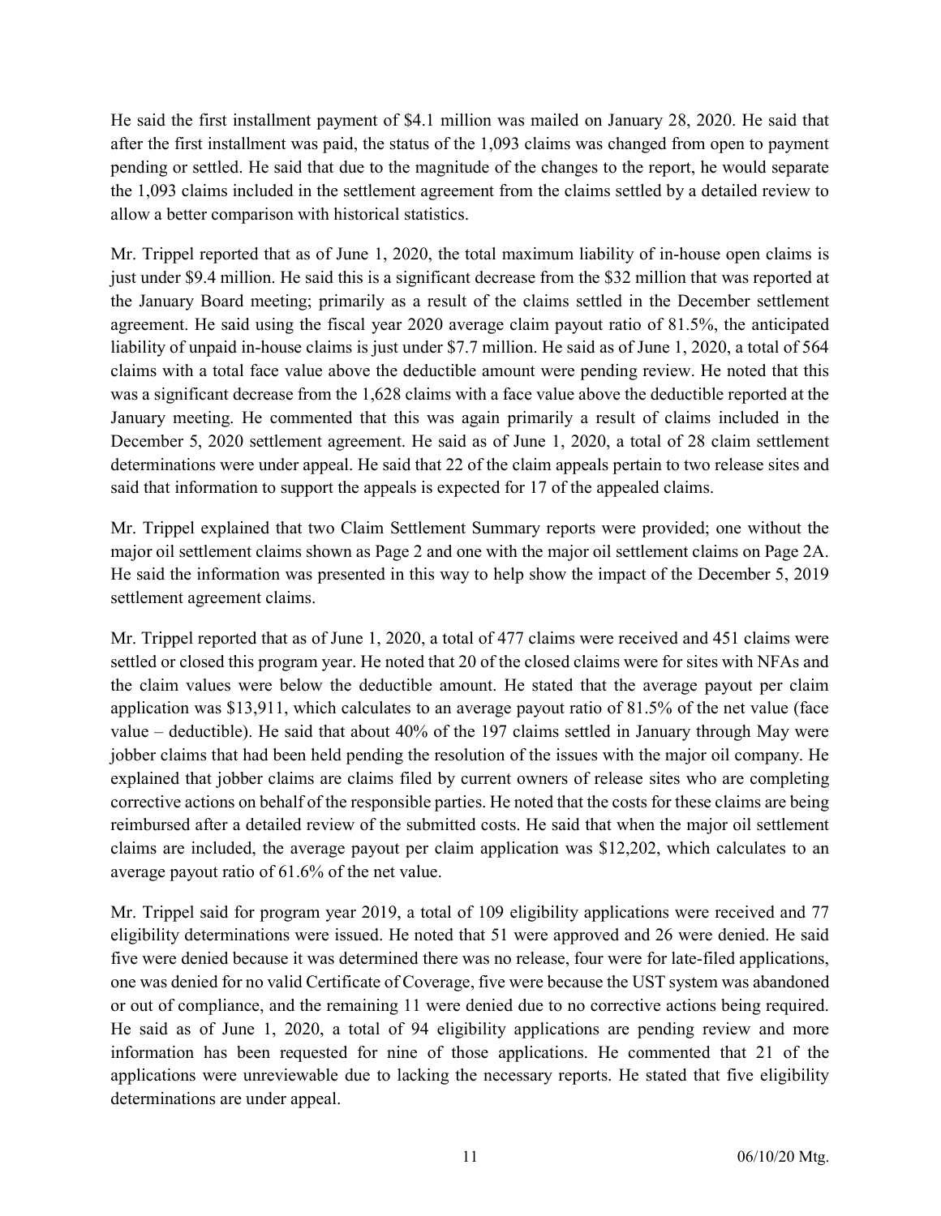He said the first installment payment of $4.1 million was mailed on January 28, 2020. He said that after the first installment was paid, the status of the 1,093 claims was changed from open to payment pending or settled. He said that due to the magnitude of the changes to the report, he would separate the 1,093 claims included in the settlement agreement from the claims settled by a detailed review to allow a better comparison with historical statistics.

Mr. Trippel reported that as of June 1, 2020, the total maximum liability of in-house open claims is just under $9.4 million. He said this is a significant decrease from the $32 million that was reported at the January Board meeting; primarily as a result of the claims settled in the December settlement agreement. He said using the fiscal year 2020 average claim payout ratio of 81.5%, the anticipated liability of unpaid in-house claims is just under $7.7 million. He said as of June 1, 2020, a total of 564 claims with a total face value above the deductible amount were pending review. He noted that this was a significant decrease from the 1,628 claims with a face value above the deductible reported at the January meeting. He commented that this was again primarily a result of claims included in the December 5, 2020 settlement agreement. He said as of June 1, 2020, a total of 28 claim settlement determinations were under appeal. He said that 22 of the claim appeals pertain to two release sites and said that information to support the appeals is expected for 17 of the appealed claims.

Mr. Trippel explained that two Claim Settlement Summary reports were provided; one without the major oil settlement claims shown as Page 2 and one with the major oil settlement claims on Page 2A. He said the information was presented in this way to help show the impact of the December 5, 2019 settlement agreement claims.

Mr. Trippel reported that as of June 1, 2020, a total of 477 claims were received and 451 claims were settled or closed this program year. He noted that 20 of the closed claims were for sites with NFAs and the claim values were below the deductible amount. He stated that the average payout per claim application was $13,911, which calculates to an average payout ratio of 81.5% of the net value (face value – deductible). He said that about 40% of the 197 claims settled in January through May were jobber claims that had been held pending the resolution of the issues with the major oil company. He explained that jobber claims are claims filed by current owners of release sites who are completing corrective actions on behalf of the responsible parties. He noted that the costs for these claims are being reimbursed after a detailed review of the submitted costs. He said that when the major oil settlement claims are included, the average payout per claim application was $12,202, which calculates to an average payout ratio of 61.6% of the net value.

Mr. Trippel said for program year 2019, a total of 109 eligibility applications were received and 77 eligibility determinations were issued. He noted that 51 were approved and 26 were denied. He said five were denied because it was determined there was no release, four were for late-filed applications, one was denied for no valid Certificate of Coverage, five were because the UST system was abandoned or out of compliance, and the remaining 11 were denied due to no corrective actions being required. He said as of June 1, 2020, a total of 94 eligibility applications are pending review and more information has been requested for nine of those applications. He commented that 21 of the applications were unreviewable due to lacking the necessary reports. He stated that five eligibility determinations are under appeal.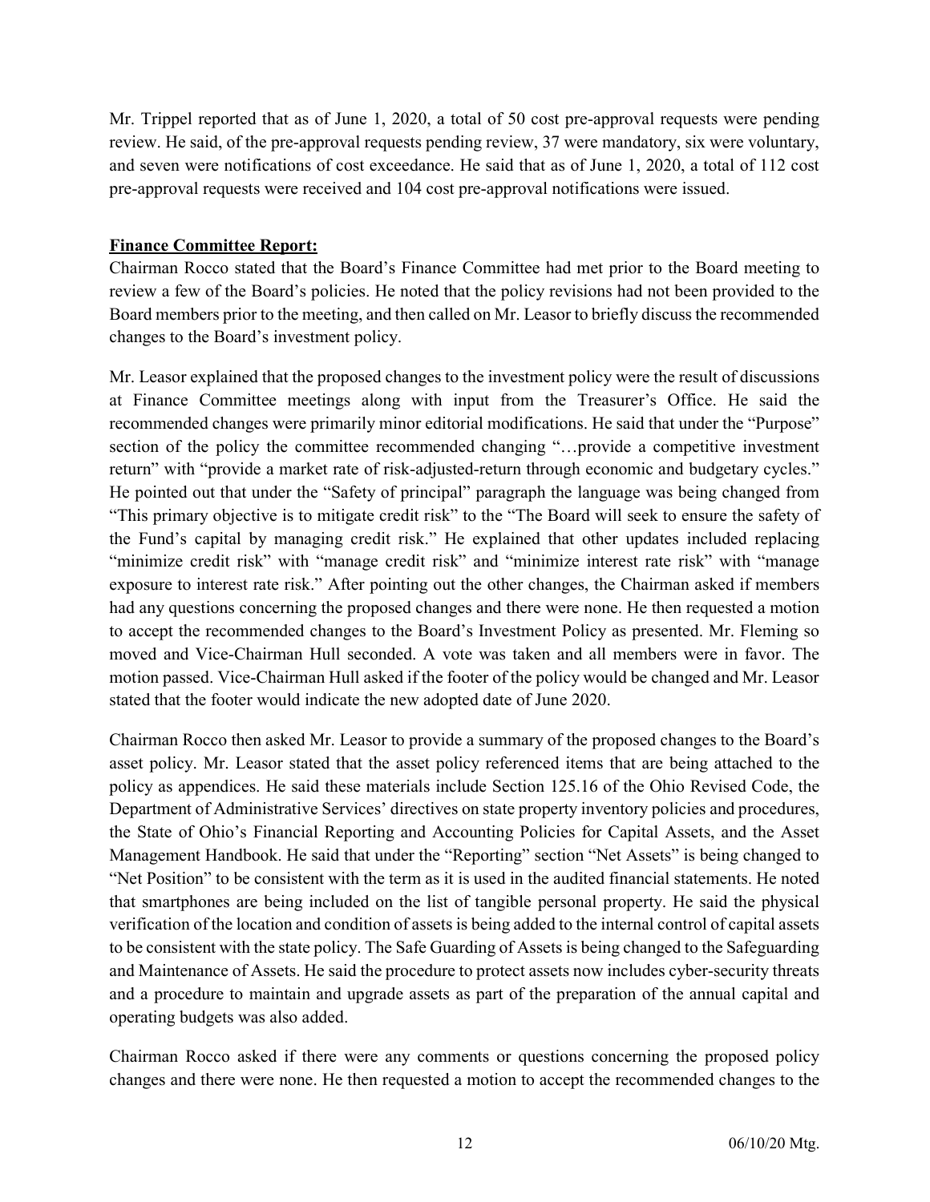Mr. Trippel reported that as of June 1, 2020, a total of 50 cost pre-approval requests were pending review. He said, of the pre-approval requests pending review, 37 were mandatory, six were voluntary, and seven were notifications of cost exceedance. He said that as of June 1, 2020, a total of 112 cost pre-approval requests were received and 104 cost pre-approval notifications were issued.

**Finance Committee Report:**

Chairman Rocco stated that the Board's Finance Committee had met prior to the Board meeting to review a few of the Board's policies. He noted that the policy revisions had not been provided to the Board members prior to the meeting, and then called on Mr. Leasor to briefly discuss the recommended changes to the Board's investment policy.

Mr. Leasor explained that the proposed changes to the investment policy were the result of discussions at Finance Committee meetings along with input from the Treasurer's Office. He said the recommended changes were primarily minor editorial modifications. He said that under the "Purpose" section of the policy the committee recommended changing "…provide a competitive investment return" with "provide a market rate of risk-adjusted-return through economic and budgetary cycles." He pointed out that under the "Safety of principal" paragraph the language was being changed from "This primary objective is to mitigate credit risk" to the "The Board will seek to ensure the safety of the Fund's capital by managing credit risk." He explained that other updates included replacing "minimize credit risk" with "manage credit risk" and "minimize interest rate risk" with "manage exposure to interest rate risk." After pointing out the other changes, the Chairman asked if members had any questions concerning the proposed changes and there were none. He then requested a motion to accept the recommended changes to the Board's Investment Policy as presented. Mr. Fleming so moved and Vice-Chairman Hull seconded. A vote was taken and all members were in favor. The motion passed. Vice-Chairman Hull asked if the footer of the policy would be changed and Mr. Leasor stated that the footer would indicate the new adopted date of June 2020.

Chairman Rocco then asked Mr. Leasor to provide a summary of the proposed changes to the Board's asset policy. Mr. Leasor stated that the asset policy referenced items that are being attached to the policy as appendices. He said these materials include Section 125.16 of the Ohio Revised Code, the Department of Administrative Services' directives on state property inventory policies and procedures, the State of Ohio's Financial Reporting and Accounting Policies for Capital Assets, and the Asset Management Handbook. He said that under the "Reporting" section "Net Assets" is being changed to "Net Position" to be consistent with the term as it is used in the audited financial statements. He noted that smartphones are being included on the list of tangible personal property. He said the physical verification of the location and condition of assets is being added to the internal control of capital assets to be consistent with the state policy. The Safe Guarding of Assets is being changed to the Safeguarding and Maintenance of Assets. He said the procedure to protect assets now includes cyber-security threats and a procedure to maintain and upgrade assets as part of the preparation of the annual capital and operating budgets was also added.

Chairman Rocco asked if there were any comments or questions concerning the proposed policy changes and there were none. He then requested a motion to accept the recommended changes to the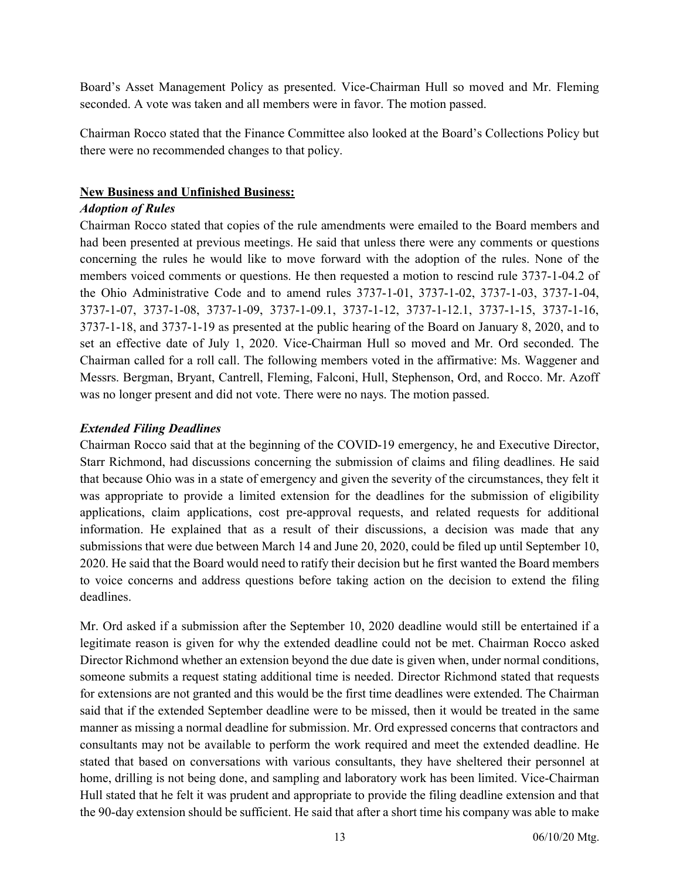Board's Asset Management Policy as presented. Vice-Chairman Hull so moved and Mr. Fleming seconded. A vote was taken and all members were in favor. The motion passed.

Chairman Rocco stated that the Finance Committee also looked at the Board's Collections Policy but there were no recommended changes to that policy.

## New Business and Unfinished Business:

### *Adoption of Rules*

Chairman Rocco stated that copies of the rule amendments were emailed to the Board members and had been presented at previous meetings. He said that unless there were any comments or questions concerning the rules he would like to move forward with the adoption of the rules. None of the members voiced comments or questions. He then requested a motion to rescind rule 3737-1-04.2 of the Ohio Administrative Code and to amend rules 3737-1-01, 3737-1-02, 3737-1-03, 3737-1-04, 3737-1-07, 3737-1-08, 3737-1-09, 3737-1-09.1, 3737-1-12, 3737-1-12.1, 3737-1-15, 3737-1-16, 3737-1-18, and 3737-1-19 as presented at the public hearing of the Board on January 8, 2020, and to set an effective date of July 1, 2020. Vice-Chairman Hull so moved and Mr. Ord seconded. The Chairman called for a roll call. The following members voted in the affirmative: Ms. Waggener and Messrs. Bergman, Bryant, Cantrell, Fleming, Falconi, Hull, Stephenson, Ord, and Rocco. Mr. Azoff was no longer present and did not vote. There were no nays. The motion passed.

### *Extended Filing Deadlines*

Chairman Rocco said that at the beginning of the COVID-19 emergency, he and Executive Director, Starr Richmond, had discussions concerning the submission of claims and filing deadlines. He said that because Ohio was in a state of emergency and given the severity of the circumstances, they felt it was appropriate to provide a limited extension for the deadlines for the submission of eligibility applications, claim applications, cost pre-approval requests, and related requests for additional information. He explained that as a result of their discussions, a decision was made that any submissions that were due between March 14 and June 20, 2020, could be filed up until September 10, 2020. He said that the Board would need to ratify their decision but he first wanted the Board members to voice concerns and address questions before taking action on the decision to extend the filing deadlines.

Mr. Ord asked if a submission after the September 10, 2020 deadline would still be entertained if a legitimate reason is given for why the extended deadline could not be met. Chairman Rocco asked Director Richmond whether an extension beyond the due date is given when, under normal conditions, someone submits a request stating additional time is needed. Director Richmond stated that requests for extensions are not granted and this would be the first time deadlines were extended. The Chairman said that if the extended September deadline were to be missed, then it would be treated in the same manner as missing a normal deadline for submission. Mr. Ord expressed concerns that contractors and consultants may not be available to perform the work required and meet the extended deadline. He stated that based on conversations with various consultants, they have sheltered their personnel at home, drilling is not being done, and sampling and laboratory work has been limited. Vice-Chairman Hull stated that he felt it was prudent and appropriate to provide the filing deadline extension and that the 90-day extension should be sufficient. He said that after a short time his company was able to make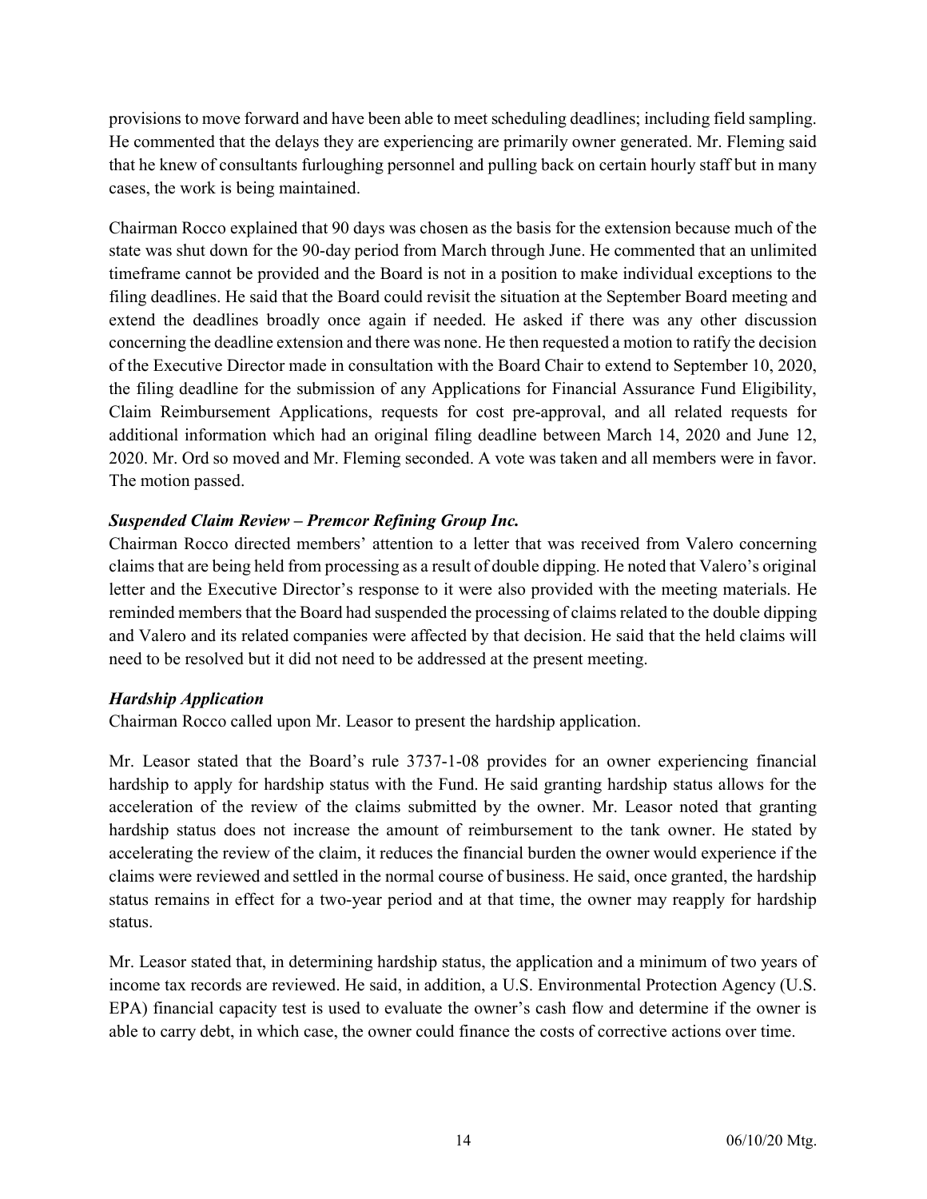provisions to move forward and have been able to meet scheduling deadlines; including field sampling. He commented that the delays they are experiencing are primarily owner generated. Mr. Fleming said that he knew of consultants furloughing personnel and pulling back on certain hourly staff but in many cases, the work is being maintained.

Chairman Rocco explained that 90 days was chosen as the basis for the extension because much of the state was shut down for the 90-day period from March through June. He commented that an unlimited timeframe cannot be provided and the Board is not in a position to make individual exceptions to the filing deadlines. He said that the Board could revisit the situation at the September Board meeting and extend the deadlines broadly once again if needed. He asked if there was any other discussion concerning the deadline extension and there was none. He then requested a motion to ratify the decision of the Executive Director made in consultation with the Board Chair to extend to September 10, 2020, the filing deadline for the submission of any Applications for Financial Assurance Fund Eligibility, Claim Reimbursement Applications, requests for cost pre-approval, and all related requests for additional information which had an original filing deadline between March 14, 2020 and June 12, 2020. Mr. Ord so moved and Mr. Fleming seconded. A vote was taken and all members were in favor. The motion passed.

### *Suspended Claim Review – Premcor Refining Group Inc.*

Chairman Rocco directed members' attention to a letter that was received from Valero concerning claims that are being held from processing as a result of double dipping. He noted that Valero's original letter and the Executive Director's response to it were also provided with the meeting materials. He reminded members that the Board had suspended the processing of claims related to the double dipping and Valero and its related companies were affected by that decision. He said that the held claims will need to be resolved but it did not need to be addressed at the present meeting.

### *Hardship Application*

Chairman Rocco called upon Mr. Leasor to present the hardship application.

Mr. Leasor stated that the Board's rule 3737-1-08 provides for an owner experiencing financial hardship to apply for hardship status with the Fund. He said granting hardship status allows for the acceleration of the review of the claims submitted by the owner. Mr. Leasor noted that granting hardship status does not increase the amount of reimbursement to the tank owner. He stated by accelerating the review of the claim, it reduces the financial burden the owner would experience if the claims were reviewed and settled in the normal course of business. He said, once granted, the hardship status remains in effect for a two-year period and at that time, the owner may reapply for hardship status.

Mr. Leasor stated that, in determining hardship status, the application and a minimum of two years of income tax records are reviewed. He said, in addition, a U.S. Environmental Protection Agency (U.S. EPA) financial capacity test is used to evaluate the owner's cash flow and determine if the owner is able to carry debt, in which case, the owner could finance the costs of corrective actions over time.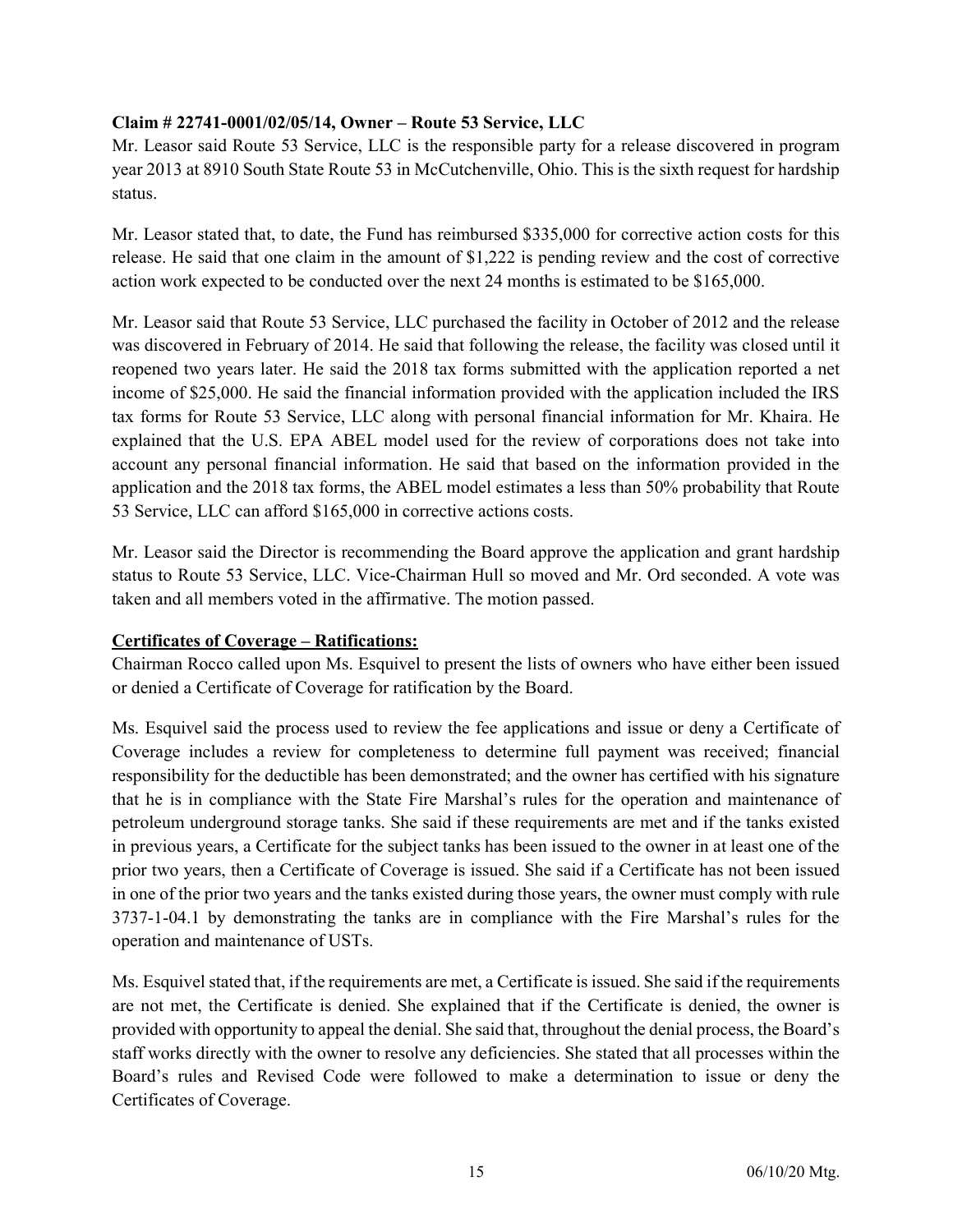**Claim # 22741-0001/02/05/14, Owner – Route 53 Service, LLC**

Mr. Leasor said Route 53 Service, LLC is the responsible party for a release discovered in program year 2013 at 8910 South State Route 53 in McCutchenville, Ohio. This is the sixth request for hardship status.

Mr. Leasor stated that, to date, the Fund has reimbursed $335,000 for corrective action costs for this release. He said that one claim in the amount of $1,222 is pending review and the cost of corrective action work expected to be conducted over the next 24 months is estimated to be $165,000.

Mr. Leasor said that Route 53 Service, LLC purchased the facility in October of 2012 and the release was discovered in February of 2014. He said that following the release, the facility was closed until it reopened two years later. He said the 2018 tax forms submitted with the application reported a net income of $25,000. He said the financial information provided with the application included the IRS tax forms for Route 53 Service, LLC along with personal financial information for Mr. Khaira. He explained that the U.S. EPA ABEL model used for the review of corporations does not take into account any personal financial information. He said that based on the information provided in the application and the 2018 tax forms, the ABEL model estimates a less than 50% probability that Route 53 Service, LLC can afford $165,000 in corrective actions costs.

Mr. Leasor said the Director is recommending the Board approve the application and grant hardship status to Route 53 Service, LLC. Vice-Chairman Hull so moved and Mr. Ord seconded. A vote was taken and all members voted in the affirmative. The motion passed.

**Certificates of Coverage – Ratifications:**

Chairman Rocco called upon Ms. Esquivel to present the lists of owners who have either been issued or denied a Certificate of Coverage for ratification by the Board.

Ms. Esquivel said the process used to review the fee applications and issue or deny a Certificate of Coverage includes a review for completeness to determine full payment was received; financial responsibility for the deductible has been demonstrated; and the owner has certified with his signature that he is in compliance with the State Fire Marshal's rules for the operation and maintenance of petroleum underground storage tanks. She said if these requirements are met and if the tanks existed in previous years, a Certificate for the subject tanks has been issued to the owner in at least one of the prior two years, then a Certificate of Coverage is issued. She said if a Certificate has not been issued in one of the prior two years and the tanks existed during those years, the owner must comply with rule 3737-1-04.1 by demonstrating the tanks are in compliance with the Fire Marshal's rules for the operation and maintenance of USTs.

Ms. Esquivel stated that, if the requirements are met, a Certificate is issued. She said if the requirements are not met, the Certificate is denied. She explained that if the Certificate is denied, the owner is provided with opportunity to appeal the denial. She said that, throughout the denial process, the Board's staff works directly with the owner to resolve any deficiencies. She stated that all processes within the Board's rules and Revised Code were followed to make a determination to issue or deny the Certificates of Coverage.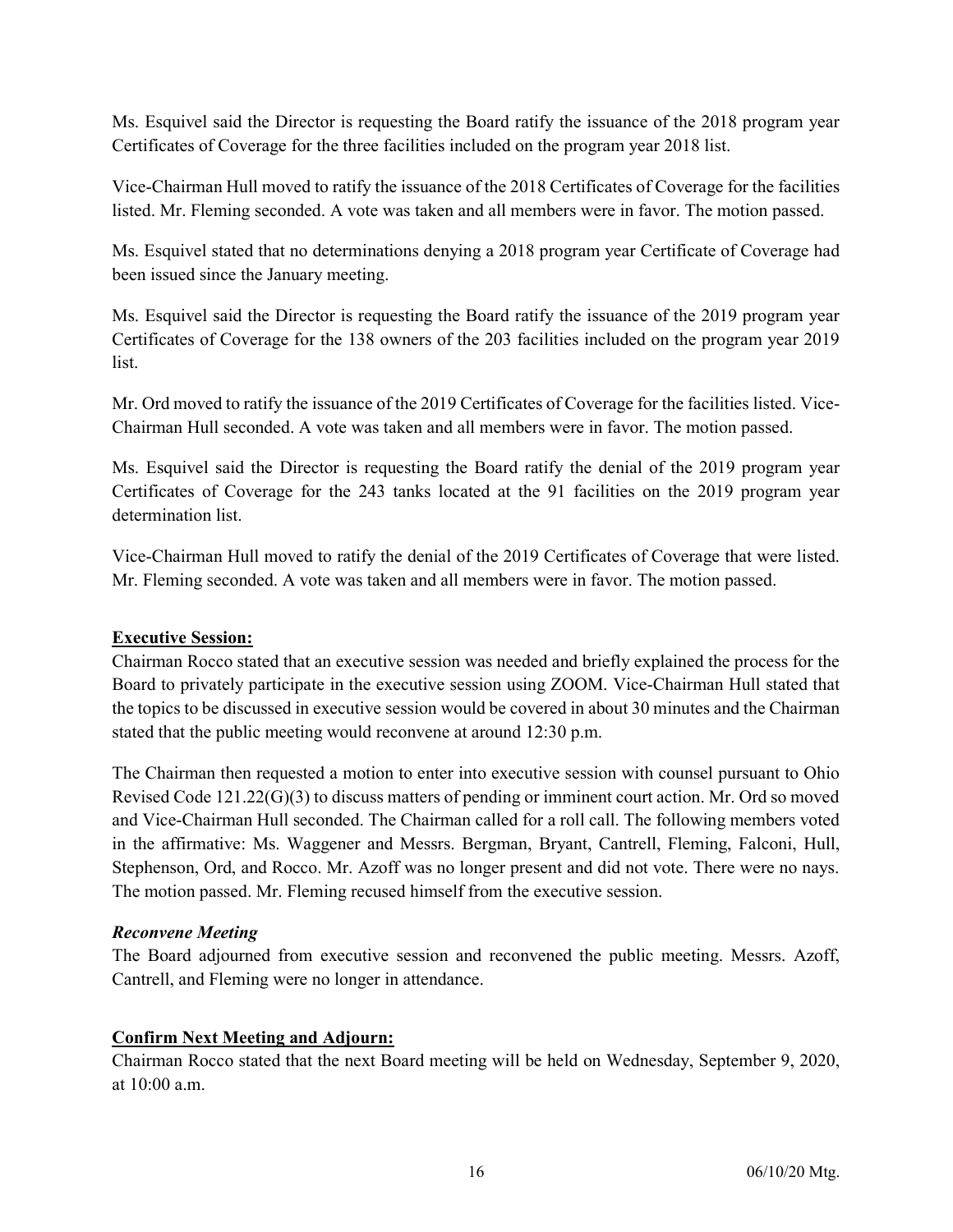Ms. Esquivel said the Director is requesting the Board ratify the issuance of the 2018 program year Certificates of Coverage for the three facilities included on the program year 2018 list.

Vice-Chairman Hull moved to ratify the issuance of the 2018 Certificates of Coverage for the facilities listed. Mr. Fleming seconded. A vote was taken and all members were in favor. The motion passed.

Ms. Esquivel stated that no determinations denying a 2018 program year Certificate of Coverage had been issued since the January meeting.

Ms. Esquivel said the Director is requesting the Board ratify the issuance of the 2019 program year Certificates of Coverage for the 138 owners of the 203 facilities included on the program year 2019 list.

Mr. Ord moved to ratify the issuance of the 2019 Certificates of Coverage for the facilities listed. Vice-Chairman Hull seconded. A vote was taken and all members were in favor. The motion passed.

Ms. Esquivel said the Director is requesting the Board ratify the denial of the 2019 program year Certificates of Coverage for the 243 tanks located at the 91 facilities on the 2019 program year determination list.

Vice-Chairman Hull moved to ratify the denial of the 2019 Certificates of Coverage that were listed. Mr. Fleming seconded. A vote was taken and all members were in favor. The motion passed.

## Executive Session:

Chairman Rocco stated that an executive session was needed and briefly explained the process for the Board to privately participate in the executive session using ZOOM. Vice-Chairman Hull stated that the topics to be discussed in executive session would be covered in about 30 minutes and the Chairman stated that the public meeting would reconvene at around 12:30 p.m.

The Chairman then requested a motion to enter into executive session with counsel pursuant to Ohio Revised Code 121.22(G)(3) to discuss matters of pending or imminent court action. Mr. Ord so moved and Vice-Chairman Hull seconded. The Chairman called for a roll call. The following members voted in the affirmative: Ms. Waggener and Messrs. Bergman, Bryant, Cantrell, Fleming, Falconi, Hull, Stephenson, Ord, and Rocco. Mr. Azoff was no longer present and did not vote. There were no nays. The motion passed. Mr. Fleming recused himself from the executive session.

### *Reconvene Meeting*

The Board adjourned from executive session and reconvened the public meeting. Messrs. Azoff, Cantrell, and Fleming were no longer in attendance.

## Confirm Next Meeting and Adjourn:

Chairman Rocco stated that the next Board meeting will be held on Wednesday, September 9, 2020, at 10:00 a.m.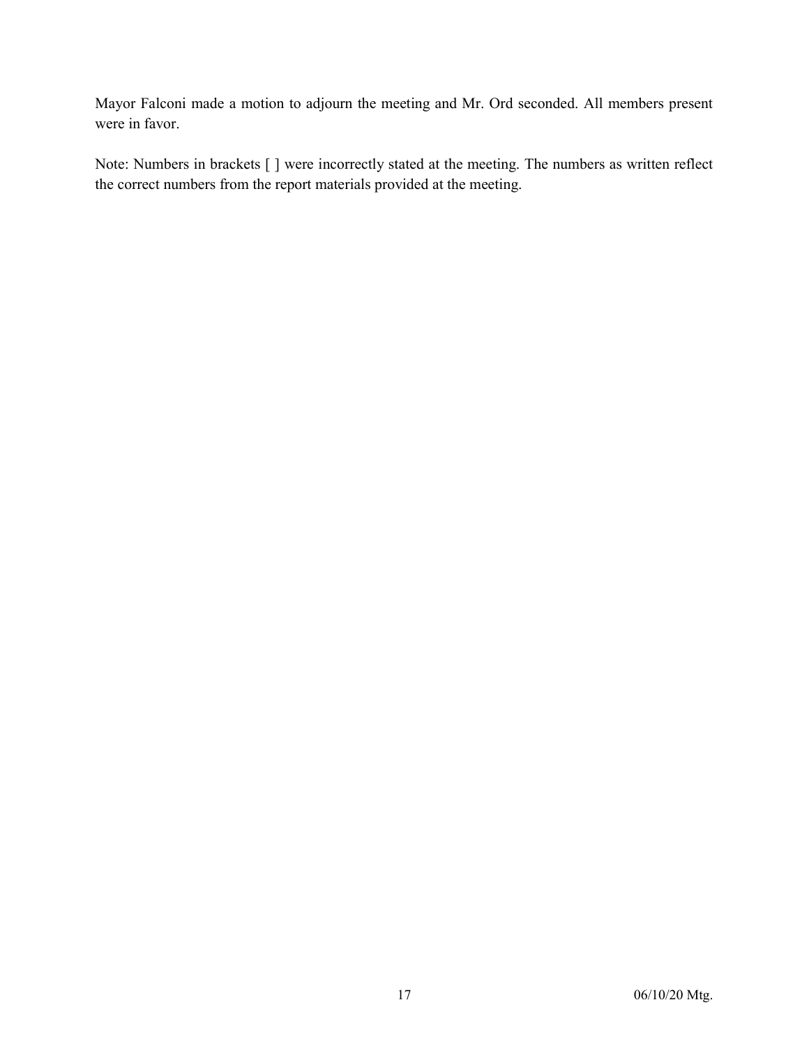Mayor Falconi made a motion to adjourn the meeting and Mr. Ord seconded. All members present were in favor.

Note: Numbers in brackets [ ] were incorrectly stated at the meeting. The numbers as written reflect the correct numbers from the report materials provided at the meeting.